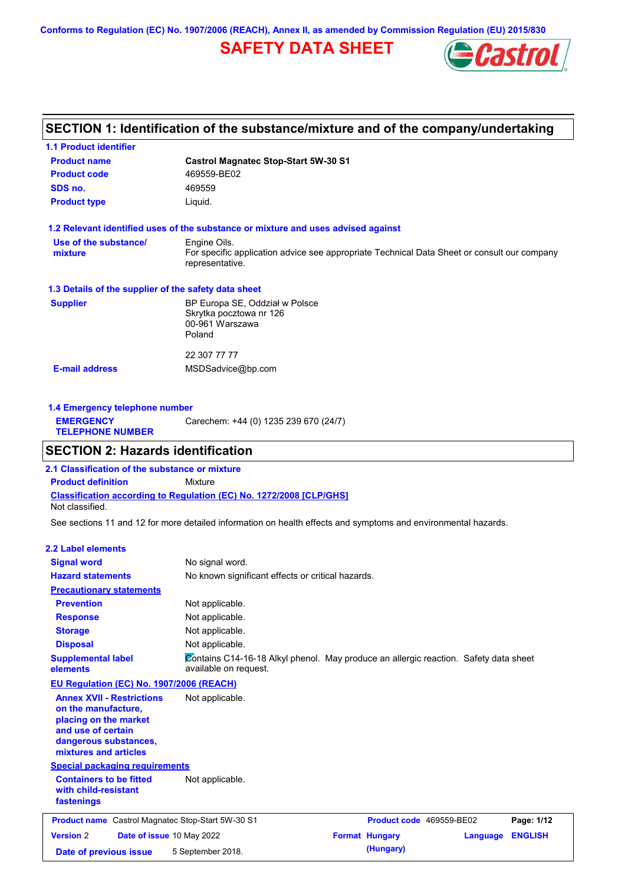Conforms to Regulation (EC) No. 1907/2006 (REACH), Annex II, as amended by Commission Regulation (EU) 2015/830

# SAFETY DATA SHEET

## SECTION 1: Identification of the substance/mixture and of the company/undertaking

### 1.1 Product identifier

| | |
|---|---|
| **Product name** | **Castrol Magnatec Stop-Start 5W-30 S1** |
| **Product code** | 469559-BE02 |
| **SDS no.** | 469559 |
| **Product type** | Liquid. |

### 1.2 Relevant identified uses of the substance or mixture and uses advised against

**Use of the substance/mixture**: Engine Oils.
For specific application advice see appropriate Technical Data Sheet or consult our company representative.

### 1.3 Details of the supplier of the safety data sheet

**Supplier**
BP Europa SE, Oddział w Polsce
Skrytka pocztowa nr 126
00-961 Warszawa
Poland

22 307 77 77

**E-mail address**: MSDSadvice@bp.com

### 1.4 Emergency telephone number

**EMERGENCY TELEPHONE NUMBER**: Carechem: +44 (0) 1235 239 670 (24/7)

## SECTION 2: Hazards identification

### 2.1 Classification of the substance or mixture

**Product definition**: Mixture

**Classification according to Regulation (EC) No. 1272/2008 [CLP/GHS]**
Not classified.

See sections 11 and 12 for more detailed information on health effects and symptoms and environmental hazards.

### 2.2 Label elements

| | |
|---|---|
| **Signal word** | No signal word. |
| **Hazard statements** | No known significant effects or critical hazards. |

**Precautionary statements**

| | |
|---|---|
| **Prevention** | Not applicable. |
| **Response** | Not applicable. |
| **Storage** | Not applicable. |
| **Disposal** | Not applicable. |
| **Supplemental label elements** | Contains C14-16-18 Alkyl phenol. May produce an allergic reaction. Safety data sheet available on request. |

**EU Regulation (EC) No. 1907/2006 (REACH)**

| | |
|---|---|
| **Annex XVII - Restrictions on the manufacture, placing on the market and use of certain dangerous substances, mixtures and articles** | Not applicable. |

**Special packaging requirements**

| | |
|---|---|
| **Containers to be fitted with child-resistant fastenings** | Not applicable. |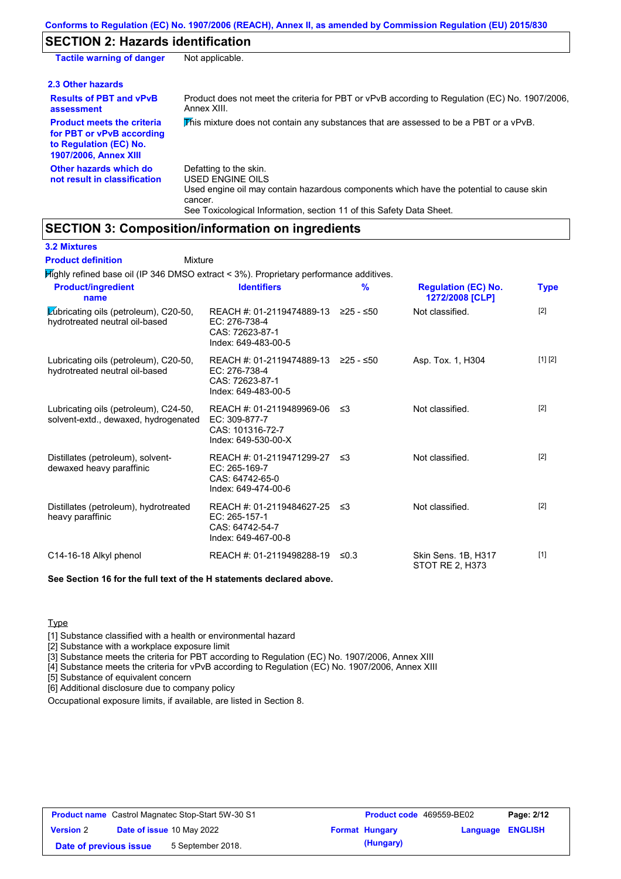## SECTION 2: Hazards identification

| | |
|---|---|
| **Tactile warning of danger** | Not applicable. |

### 2.3 Other hazards

| | |
|---|---|
| **Results of PBT and vPvB assessment** | Product does not meet the criteria for PBT or vPvB according to Regulation (EC) No. 1907/2006, Annex XIII. |
| **Product meets the criteria for PBT or vPvB according to Regulation (EC) No. 1907/2006, Annex XIII** | This mixture does not contain any substances that are assessed to be a PBT or a vPvB. |
| **Other hazards which do not result in classification** | Defatting to the skin.<br>USED ENGINE OILS<br>Used engine oil may contain hazardous components which have the potential to cause skin cancer.<br>See Toxicological Information, section 11 of this Safety Data Sheet. |

## SECTION 3: Composition/information on ingredients

### 3.2 Mixtures

**Product definition** Mixture

Highly refined base oil (IP 346 DMSO extract < 3%). Proprietary performance additives.

| Product/ingredient name | Identifiers | % | Regulation (EC) No. 1272/2008 [CLP] | Type |
|---|---|---|---|---|
| Lubricating oils (petroleum), C20-50, hydrotreated neutral oil-based | REACH #: 01-2119474889-13<br>EC: 276-738-4<br>CAS: 72623-87-1<br>Index: 649-483-00-5 | ≥25 - ≤50 | Not classified. | [2] |
| Lubricating oils (petroleum), C20-50, hydrotreated neutral oil-based | REACH #: 01-2119474889-13<br>EC: 276-738-4<br>CAS: 72623-87-1<br>Index: 649-483-00-5 | ≥25 - ≤50 | Asp. Tox. 1, H304 | [1] [2] |
| Lubricating oils (petroleum), C24-50, solvent-extd., dewaxed, hydrogenated | REACH #: 01-2119489969-06<br>EC: 309-877-7<br>CAS: 101316-72-7<br>Index: 649-530-00-X | ≤3 | Not classified. | [2] |
| Distillates (petroleum), solvent-dewaxed heavy paraffinic | REACH #: 01-2119471299-27<br>EC: 265-169-7<br>CAS: 64742-65-0<br>Index: 649-474-00-6 | ≤3 | Not classified. | [2] |
| Distillates (petroleum), hydrotreated heavy paraffinic | REACH #: 01-2119484627-25<br>EC: 265-157-1<br>CAS: 64742-54-7<br>Index: 649-467-00-8 | ≤3 | Not classified. | [2] |
| C14-16-18 Alkyl phenol | REACH #: 01-2119498288-19 | ≤0.3 | Skin Sens. 1B, H317<br>STOT RE 2, H373 | [1] |

**See Section 16 for the full text of the H statements declared above.**

Type

[1] Substance classified with a health or environmental hazard
[2] Substance with a workplace exposure limit
[3] Substance meets the criteria for PBT according to Regulation (EC) No. 1907/2006, Annex XIII
[4] Substance meets the criteria for vPvB according to Regulation (EC) No. 1907/2006, Annex XIII
[5] Substance of equivalent concern
[6] Additional disclosure due to company policy

Occupational exposure limits, if available, are listed in Section 8.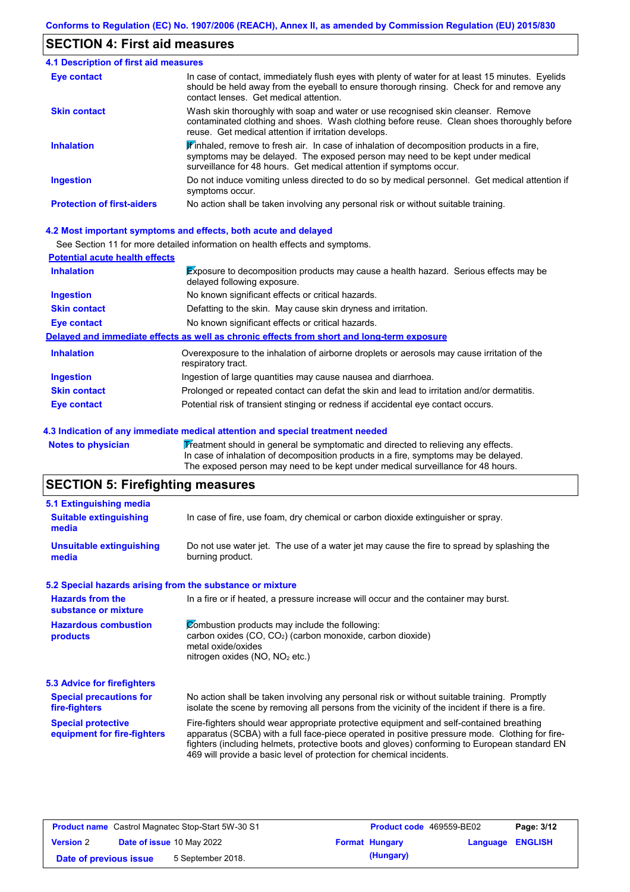## SECTION 4: First aid measures

### 4.1 Description of first aid measures

| | |
|---|---|
| **Eye contact** | In case of contact, immediately flush eyes with plenty of water for at least 15 minutes. Eyelids should be held away from the eyeball to ensure thorough rinsing. Check for and remove any contact lenses. Get medical attention. |
| **Skin contact** | Wash skin thoroughly with soap and water or use recognised skin cleanser. Remove contaminated clothing and shoes. Wash clothing before reuse. Clean shoes thoroughly before reuse. Get medical attention if irritation develops. |
| **Inhalation** | If inhaled, remove to fresh air. In case of inhalation of decomposition products in a fire, symptoms may be delayed. The exposed person may need to be kept under medical surveillance for 48 hours. Get medical attention if symptoms occur. |
| **Ingestion** | Do not induce vomiting unless directed to do so by medical personnel. Get medical attention if symptoms occur. |
| **Protection of first-aiders** | No action shall be taken involving any personal risk or without suitable training. |

### 4.2 Most important symptoms and effects, both acute and delayed

See Section 11 for more detailed information on health effects and symptoms.

**Potential acute health effects**

| | |
|---|---|
| **Inhalation** | Exposure to decomposition products may cause a health hazard. Serious effects may be delayed following exposure. |
| **Ingestion** | No known significant effects or critical hazards. |
| **Skin contact** | Defatting to the skin. May cause skin dryness and irritation. |
| **Eye contact** | No known significant effects or critical hazards. |

**Delayed and immediate effects as well as chronic effects from short and long-term exposure**

| | |
|---|---|
| **Inhalation** | Overexposure to the inhalation of airborne droplets or aerosols may cause irritation of the respiratory tract. |
| **Ingestion** | Ingestion of large quantities may cause nausea and diarrhoea. |
| **Skin contact** | Prolonged or repeated contact can defat the skin and lead to irritation and/or dermatitis. |
| **Eye contact** | Potential risk of transient stinging or redness if accidental eye contact occurs. |

### 4.3 Indication of any immediate medical attention and special treatment needed

| | |
|---|---|
| **Notes to physician** | Treatment should in general be symptomatic and directed to relieving any effects. In case of inhalation of decomposition products in a fire, symptoms may be delayed. The exposed person may need to be kept under medical surveillance for 48 hours. |

## SECTION 5: Firefighting measures

### 5.1 Extinguishing media

| | |
|---|---|
| **Suitable extinguishing media** | In case of fire, use foam, dry chemical or carbon dioxide extinguisher or spray. |
| **Unsuitable extinguishing media** | Do not use water jet. The use of a water jet may cause the fire to spread by splashing the burning product. |

### 5.2 Special hazards arising from the substance or mixture

| | |
|---|---|
| **Hazards from the substance or mixture** | In a fire or if heated, a pressure increase will occur and the container may burst. |
| **Hazardous combustion products** | Combustion products may include the following:<br>carbon oxides (CO, $CO_2$) (carbon monoxide, carbon dioxide)<br>metal oxide/oxides<br>nitrogen oxides (NO, $NO_2$ etc.) |

### 5.3 Advice for firefighters

| | |
|---|---|
| **Special precautions for fire-fighters** | No action shall be taken involving any personal risk or without suitable training. Promptly isolate the scene by removing all persons from the vicinity of the incident if there is a fire. |
| **Special protective equipment for fire-fighters** | Fire-fighters should wear appropriate protective equipment and self-contained breathing apparatus (SCBA) with a full face-piece operated in positive pressure mode. Clothing for fire-fighters (including helmets, protective boots and gloves) conforming to European standard EN 469 will provide a basic level of protection for chemical incidents. |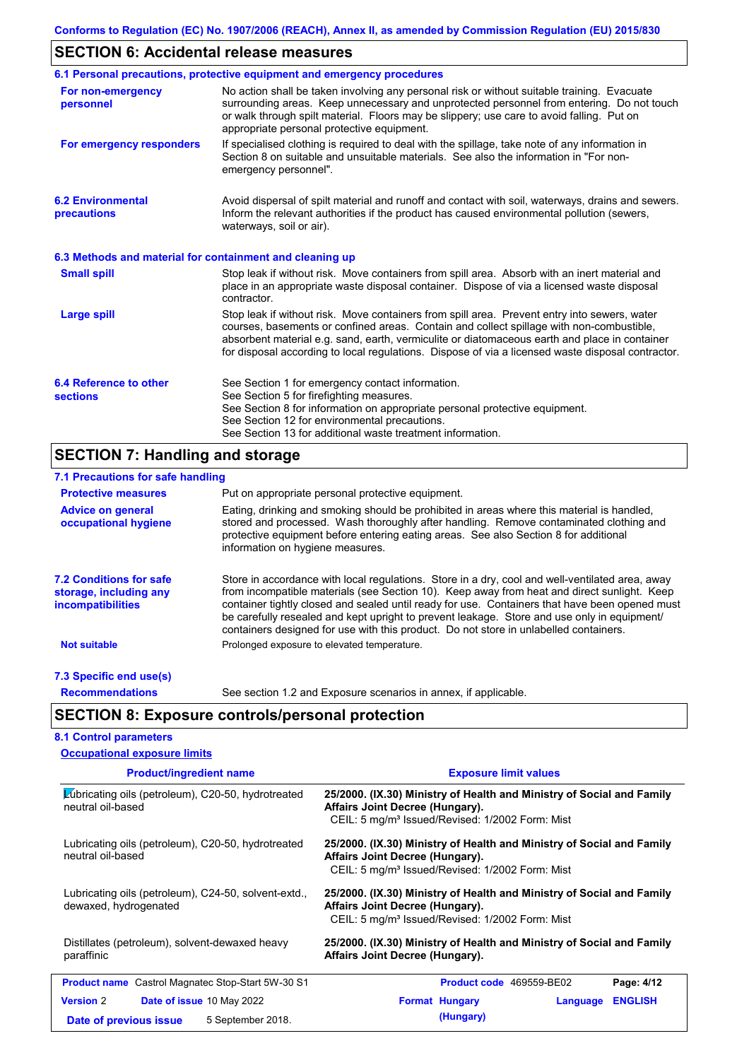## SECTION 6: Accidental release measures

### 6.1 Personal precautions, protective equipment and emergency procedures

**For non-emergency personnel**

No action shall be taken involving any personal risk or without suitable training. Evacuate surrounding areas. Keep unnecessary and unprotected personnel from entering. Do not touch or walk through spilt material. Floors may be slippery; use care to avoid falling. Put on appropriate personal protective equipment.

**For emergency responders**

If specialised clothing is required to deal with the spillage, take note of any information in Section 8 on suitable and unsuitable materials. See also the information in "For non-emergency personnel".

### 6.2 Environmental precautions

Avoid dispersal of spilt material and runoff and contact with soil, waterways, drains and sewers. Inform the relevant authorities if the product has caused environmental pollution (sewers, waterways, soil or air).

### 6.3 Methods and material for containment and cleaning up

**Small spill**

Stop leak if without risk. Move containers from spill area. Absorb with an inert material and place in an appropriate waste disposal container. Dispose of via a licensed waste disposal contractor.

**Large spill**

Stop leak if without risk. Move containers from spill area. Prevent entry into sewers, water courses, basements or confined areas. Contain and collect spillage with non-combustible, absorbent material e.g. sand, earth, vermiculite or diatomaceous earth and place in container for disposal according to local regulations. Dispose of via a licensed waste disposal contractor.

### 6.4 Reference to other sections

See Section 1 for emergency contact information.
See Section 5 for firefighting measures.
See Section 8 for information on appropriate personal protective equipment.
See Section 12 for environmental precautions.
See Section 13 for additional waste treatment information.

## SECTION 7: Handling and storage

### 7.1 Precautions for safe handling

**Protective measures**

Put on appropriate personal protective equipment.

**Advice on general occupational hygiene**

Eating, drinking and smoking should be prohibited in areas where this material is handled, stored and processed. Wash thoroughly after handling. Remove contaminated clothing and protective equipment before entering eating areas. See also Section 8 for additional information on hygiene measures.

### 7.2 Conditions for safe storage, including any incompatibilities

Store in accordance with local regulations. Store in a dry, cool and well-ventilated area, away from incompatible materials (see Section 10). Keep away from heat and direct sunlight. Keep container tightly closed and sealed until ready for use. Containers that have been opened must be carefully resealed and kept upright to prevent leakage. Store and use only in equipment/ containers designed for use with this product. Do not store in unlabelled containers.

**Not suitable**

Prolonged exposure to elevated temperature.

### 7.3 Specific end use(s)

**Recommendations**

See section 1.2 and Exposure scenarios in annex, if applicable.

## SECTION 8: Exposure controls/personal protection

### 8.1 Control parameters

**Occupational exposure limits**

| Product/ingredient name | Exposure limit values |
|---|---|
| Lubricating oils (petroleum), C20-50, hydrotreated neutral oil-based | **25/2000. (IX.30) Ministry of Health and Ministry of Social and Family Affairs Joint Decree (Hungary).** CEIL: 5 mg/m³ Issued/Revised: 1/2002 Form: Mist |
| Lubricating oils (petroleum), C20-50, hydrotreated neutral oil-based | **25/2000. (IX.30) Ministry of Health and Ministry of Social and Family Affairs Joint Decree (Hungary).** CEIL: 5 mg/m³ Issued/Revised: 1/2002 Form: Mist |
| Lubricating oils (petroleum), C24-50, solvent-extd., dewaxed, hydrogenated | **25/2000. (IX.30) Ministry of Health and Ministry of Social and Family Affairs Joint Decree (Hungary).** CEIL: 5 mg/m³ Issued/Revised: 1/2002 Form: Mist |
| Distillates (petroleum), solvent-dewaxed heavy paraffinic | **25/2000. (IX.30) Ministry of Health and Ministry of Social and Family Affairs Joint Decree (Hungary).** |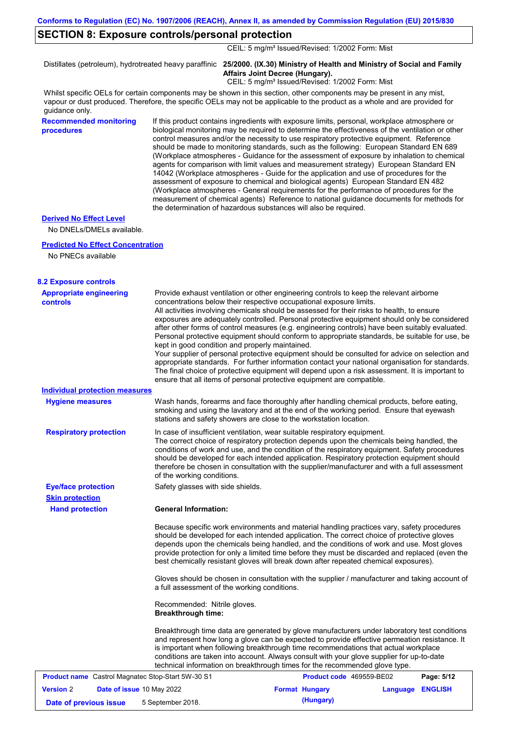## SECTION 8: Exposure controls/personal protection

| | |
|---|---|
| | CEIL: 5 mg/m³ Issued/Revised: 1/2002 Form: Mist |
| Distillates (petroleum), hydrotreated heavy paraffinic | **25/2000. (IX.30) Ministry of Health and Ministry of Social and Family Affairs Joint Decree (Hungary).** CEIL: 5 mg/m³ Issued/Revised: 1/2002 Form: Mist |

Whilst specific OELs for certain components may be shown in this section, other components may be present in any mist, vapour or dust produced. Therefore, the specific OELs may not be applicable to the product as a whole and are provided for guidance only.

**Recommended monitoring procedures**

If this product contains ingredients with exposure limits, personal, workplace atmosphere or biological monitoring may be required to determine the effectiveness of the ventilation or other control measures and/or the necessity to use respiratory protective equipment. Reference should be made to monitoring standards, such as the following: European Standard EN 689 (Workplace atmospheres - Guidance for the assessment of exposure by inhalation to chemical agents for comparison with limit values and measurement strategy) European Standard EN 14042 (Workplace atmospheres - Guide for the application and use of procedures for the assessment of exposure to chemical and biological agents) European Standard EN 482 (Workplace atmospheres - General requirements for the performance of procedures for the measurement of chemical agents) Reference to national guidance documents for methods for the determination of hazardous substances will also be required.

**Derived No Effect Level**

No DNELs/DMELs available.

**Predicted No Effect Concentration**

No PNECs available

### 8.2 Exposure controls

**Appropriate engineering controls**

Provide exhaust ventilation or other engineering controls to keep the relevant airborne concentrations below their respective occupational exposure limits.
All activities involving chemicals should be assessed for their risks to health, to ensure exposures are adequately controlled. Personal protective equipment should only be considered after other forms of control measures (e.g. engineering controls) have been suitably evaluated. Personal protective equipment should conform to appropriate standards, be suitable for use, be kept in good condition and properly maintained.
Your supplier of personal protective equipment should be consulted for advice on selection and appropriate standards. For further information contact your national organisation for standards. The final choice of protective equipment will depend upon a risk assessment. It is important to ensure that all items of personal protective equipment are compatible.

**Individual protection measures**

**Hygiene measures**

Wash hands, forearms and face thoroughly after handling chemical products, before eating, smoking and using the lavatory and at the end of the working period. Ensure that eyewash stations and safety showers are close to the workstation location.

**Respiratory protection**

In case of insufficient ventilation, wear suitable respiratory equipment.
The correct choice of respiratory protection depends upon the chemicals being handled, the conditions of work and use, and the condition of the respiratory equipment. Safety procedures should be developed for each intended application. Respiratory protection equipment should therefore be chosen in consultation with the supplier/manufacturer and with a full assessment of the working conditions.

**Eye/face protection**

Safety glasses with side shields.

**Skin protection**

**Hand protection**

**General Information:**

Because specific work environments and material handling practices vary, safety procedures should be developed for each intended application. The correct choice of protective gloves depends upon the chemicals being handled, and the conditions of work and use. Most gloves provide protection for only a limited time before they must be discarded and replaced (even the best chemically resistant gloves will break down after repeated chemical exposures).

Gloves should be chosen in consultation with the supplier / manufacturer and taking account of a full assessment of the working conditions.

Recommended: Nitrile gloves.

**Breakthrough time:**

Breakthrough time data are generated by glove manufacturers under laboratory test conditions and represent how long a glove can be expected to provide effective permeation resistance. It is important when following breakthrough time recommendations that actual workplace conditions are taken into account. Always consult with your glove supplier for up-to-date technical information on breakthrough times for the recommended glove type.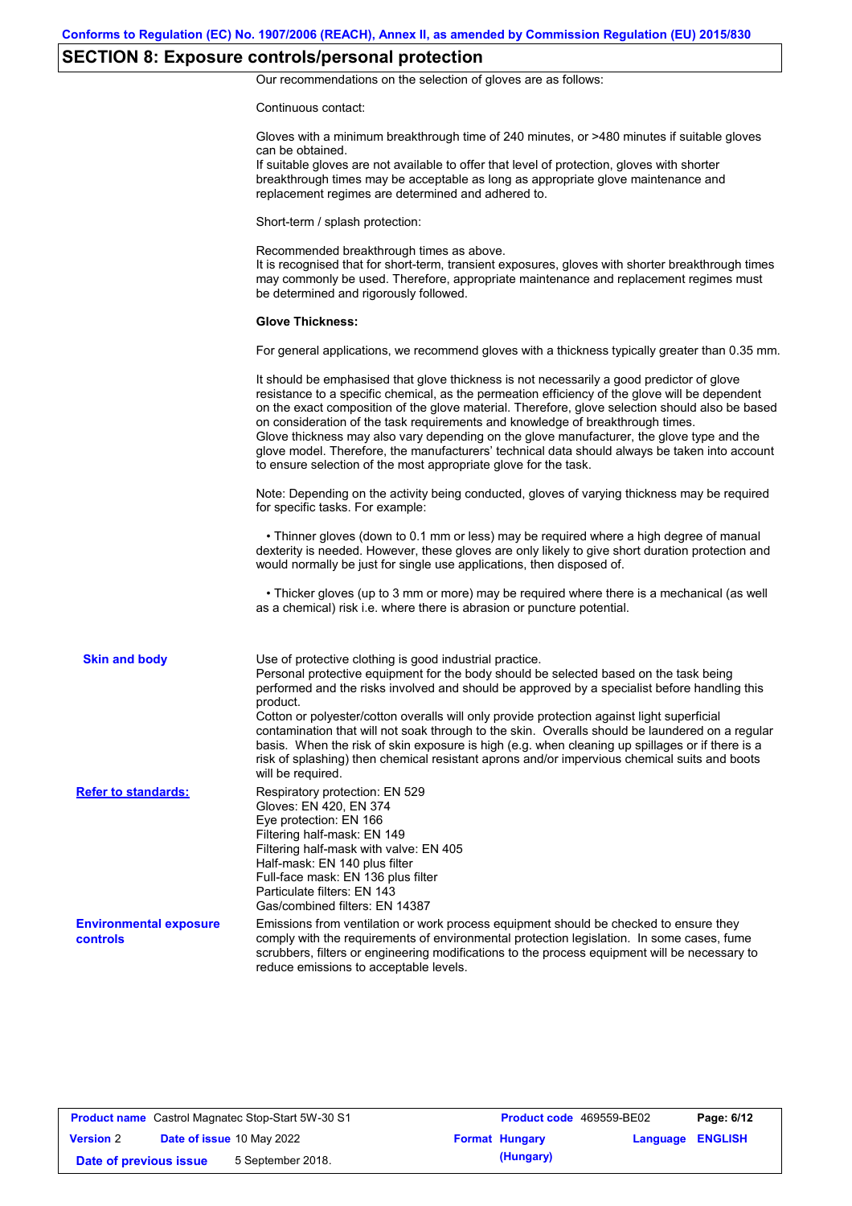## SECTION 8: Exposure controls/personal protection

Our recommendations on the selection of gloves are as follows:

Continuous contact:

Gloves with a minimum breakthrough time of 240 minutes, or >480 minutes if suitable gloves can be obtained.
If suitable gloves are not available to offer that level of protection, gloves with shorter breakthrough times may be acceptable as long as appropriate glove maintenance and replacement regimes are determined and adhered to.

Short-term / splash protection:

Recommended breakthrough times as above.
It is recognised that for short-term, transient exposures, gloves with shorter breakthrough times may commonly be used. Therefore, appropriate maintenance and replacement regimes must be determined and rigorously followed.

**Glove Thickness:**

For general applications, we recommend gloves with a thickness typically greater than 0.35 mm.

It should be emphasised that glove thickness is not necessarily a good predictor of glove resistance to a specific chemical, as the permeation efficiency of the glove will be dependent on the exact composition of the glove material. Therefore, glove selection should also be based on consideration of the task requirements and knowledge of breakthrough times.
Glove thickness may also vary depending on the glove manufacturer, the glove type and the glove model. Therefore, the manufacturers' technical data should always be taken into account to ensure selection of the most appropriate glove for the task.

Note: Depending on the activity being conducted, gloves of varying thickness may be required for specific tasks. For example:

• Thinner gloves (down to 0.1 mm or less) may be required where a high degree of manual dexterity is needed. However, these gloves are only likely to give short duration protection and would normally be just for single use applications, then disposed of.

• Thicker gloves (up to 3 mm or more) may be required where there is a mechanical (as well as a chemical) risk i.e. where there is abrasion or puncture potential.

**Skin and body**

Use of protective clothing is good industrial practice.
Personal protective equipment for the body should be selected based on the task being performed and the risks involved and should be approved by a specialist before handling this product.
Cotton or polyester/cotton overalls will only provide protection against light superficial contamination that will not soak through to the skin. Overalls should be laundered on a regular basis. When the risk of skin exposure is high (e.g. when cleaning up spillages or if there is a risk of splashing) then chemical resistant aprons and/or impervious chemical suits and boots will be required.

**Refer to standards:**

Respiratory protection: EN 529
Gloves: EN 420, EN 374
Eye protection: EN 166
Filtering half-mask: EN 149
Filtering half-mask with valve: EN 405
Half-mask: EN 140 plus filter
Full-face mask: EN 136 plus filter
Particulate filters: EN 143
Gas/combined filters: EN 14387

**Environmental exposure controls**

Emissions from ventilation or work process equipment should be checked to ensure they comply with the requirements of environmental protection legislation. In some cases, fume scrubbers, filters or engineering modifications to the process equipment will be necessary to reduce emissions to acceptable levels.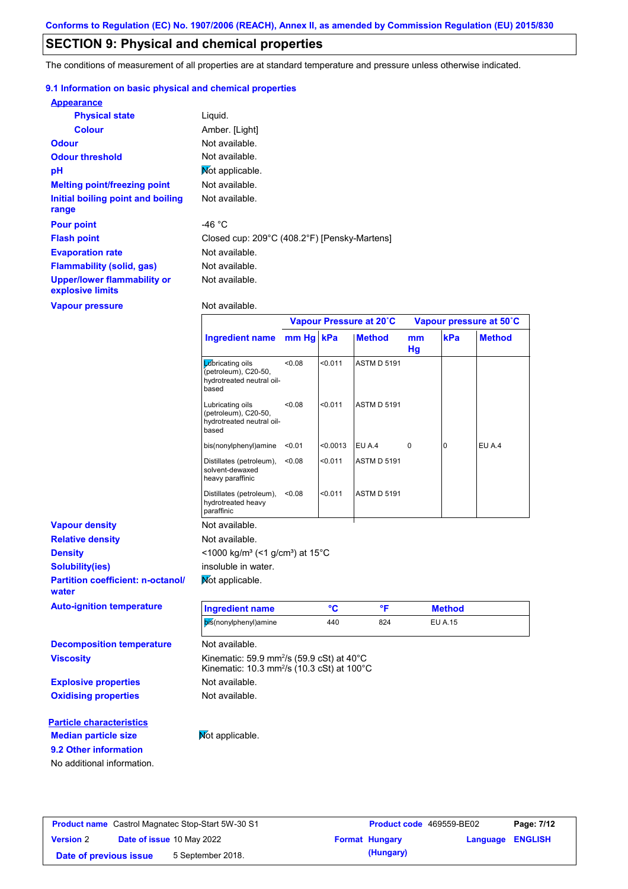## SECTION 9: Physical and chemical properties

The conditions of measurement of all properties are at standard temperature and pressure unless otherwise indicated.

### 9.1 Information on basic physical and chemical properties

**Appearance**

| | |
|---|---|
| **Physical state** | Liquid. |
| **Colour** | Amber. [Light] |
| **Odour** | Not available. |
| **Odour threshold** | Not available. |
| **pH** | Not applicable. |
| **Melting point/freezing point** | Not available. |
| **Initial boiling point and boiling range** | Not available. |
| **Pour point** | -46 °C |
| **Flash point** | Closed cup: 209°C (408.2°F) [Pensky-Martens] |
| **Evaporation rate** | Not available. |
| **Flammability (solid, gas)** | Not available. |
| **Upper/lower flammability or explosive limits** | Not available. |
| **Vapour pressure** | Not available. |

| | Vapour Pressure at 20˚C | | | Vapour pressure at 50˚C | | |
|---|---|---|---|---|---|---|
| **Ingredient name** | **mm Hg** | **kPa** | **Method** | **mm Hg** | **kPa** | **Method** |
| Lubricating oils (petroleum), C20-50, hydrotreated neutral oil-based | <0.08 | <0.011 | ASTM D 5191 | | | |
| Lubricating oils (petroleum), C20-50, hydrotreated neutral oil-based | <0.08 | <0.011 | ASTM D 5191 | | | |
| bis(nonylphenyl)amine | <0.01 | <0.0013 | EU A.4 | 0 | 0 | EU A.4 |
| Distillates (petroleum), solvent-dewaxed heavy paraffinic | <0.08 | <0.011 | ASTM D 5191 | | | |
| Distillates (petroleum), hydrotreated heavy paraffinic | <0.08 | <0.011 | ASTM D 5191 | | | |

| | |
|---|---|
| **Vapour density** | Not available. |
| **Relative density** | Not available. |
| **Density** | <1000 kg/m³ (<1 g/cm³) at 15°C |
| **Solubility(ies)** | insoluble in water. |
| **Partition coefficient: n-octanol/ water** | Not applicable. |

**Auto-ignition temperature**

| Ingredient name | °C | °F | Method |
|---|---|---|---|
| bis(nonylphenyl)amine | 440 | 824 | EU A.15 |

| | |
|---|---|
| **Decomposition temperature** | Not available. |
| **Viscosity** | Kinematic: 59.9 mm²/s (59.9 cSt) at 40°C<br>Kinematic: 10.3 mm²/s (10.3 cSt) at 100°C |
| **Explosive properties** | Not available. |
| **Oxidising properties** | Not available. |

**Particle characteristics**

| | |
|---|---|
| **Median particle size** | Not applicable. |

### 9.2 Other information

No additional information.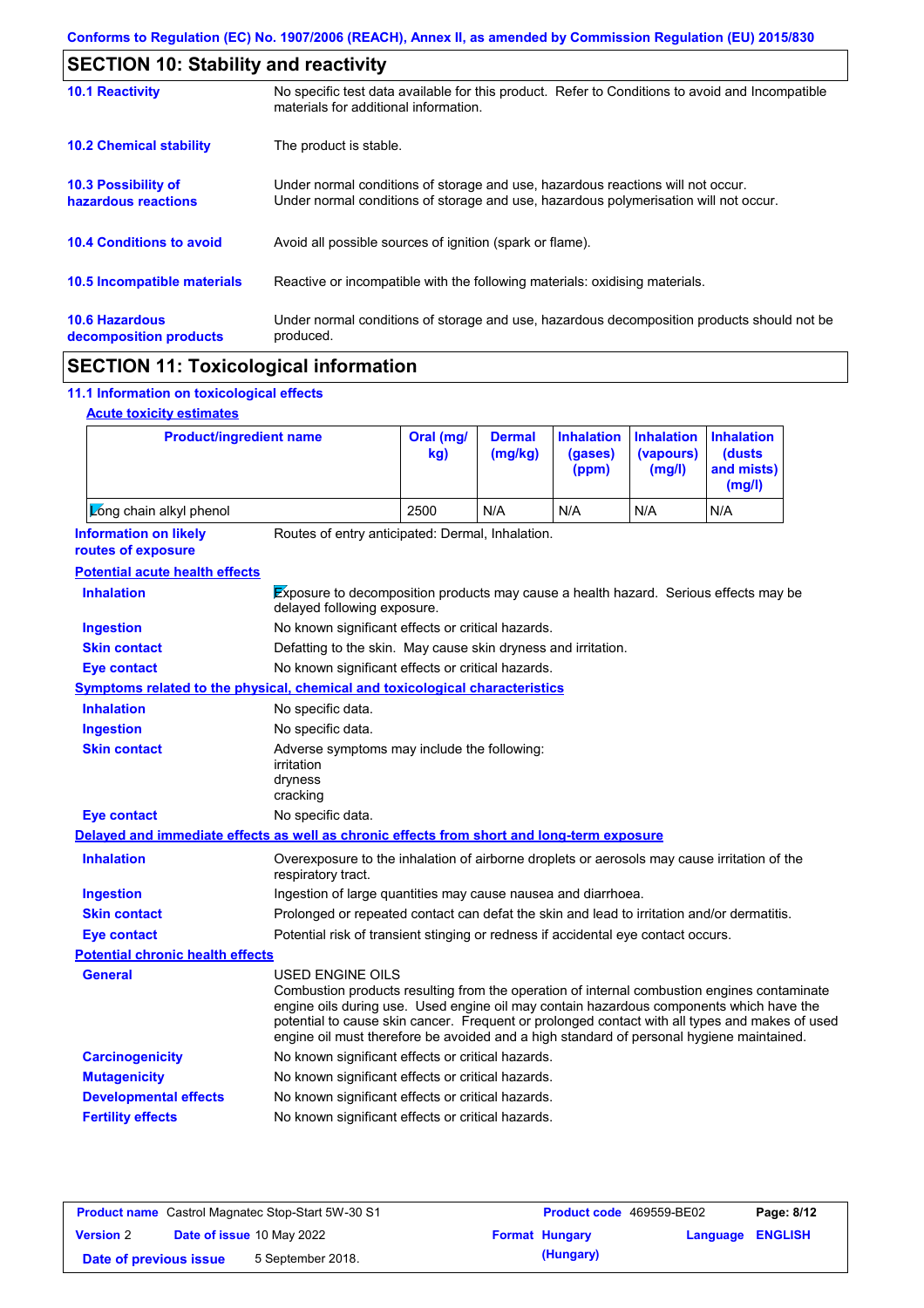## SECTION 10: Stability and reactivity

**10.1 Reactivity**
No specific test data available for this product. Refer to Conditions to avoid and Incompatible materials for additional information.

**10.2 Chemical stability**
The product is stable.

**10.3 Possibility of hazardous reactions**
Under normal conditions of storage and use, hazardous reactions will not occur.
Under normal conditions of storage and use, hazardous polymerisation will not occur.

**10.4 Conditions to avoid**
Avoid all possible sources of ignition (spark or flame).

**10.5 Incompatible materials**
Reactive or incompatible with the following materials: oxidising materials.

**10.6 Hazardous decomposition products**
Under normal conditions of storage and use, hazardous decomposition products should not be produced.

## SECTION 11: Toxicological information

### 11.1 Information on toxicological effects

**Acute toxicity estimates**

| Product/ingredient name | Oral (mg/kg) | Dermal (mg/kg) | Inhalation (gases) (ppm) | Inhalation (vapours) (mg/l) | Inhalation (dusts and mists) (mg/l) |
|---|---|---|---|---|---|
| Long chain alkyl phenol | 2500 | N/A | N/A | N/A | N/A |

**Information on likely routes of exposure**: Routes of entry anticipated: Dermal, Inhalation.

**Potential acute health effects**

- **Inhalation**: Exposure to decomposition products may cause a health hazard. Serious effects may be delayed following exposure.
- **Ingestion**: No known significant effects or critical hazards.
- **Skin contact**: Defatting to the skin. May cause skin dryness and irritation.
- **Eye contact**: No known significant effects or critical hazards.

**Symptoms related to the physical, chemical and toxicological characteristics**

- **Inhalation**: No specific data.
- **Ingestion**: No specific data.
- **Skin contact**: Adverse symptoms may include the following:
  irritation
  dryness
  cracking
- **Eye contact**: No specific data.

**Delayed and immediate effects as well as chronic effects from short and long-term exposure**

- **Inhalation**: Overexposure to the inhalation of airborne droplets or aerosols may cause irritation of the respiratory tract.
- **Ingestion**: Ingestion of large quantities may cause nausea and diarrhoea.
- **Skin contact**: Prolonged or repeated contact can defat the skin and lead to irritation and/or dermatitis.
- **Eye contact**: Potential risk of transient stinging or redness if accidental eye contact occurs.

**Potential chronic health effects**

- **General**: USED ENGINE OILS
  Combustion products resulting from the operation of internal combustion engines contaminate engine oils during use. Used engine oil may contain hazardous components which have the potential to cause skin cancer. Frequent or prolonged contact with all types and makes of used engine oil must therefore be avoided and a high standard of personal hygiene maintained.
- **Carcinogenicity**: No known significant effects or critical hazards.
- **Mutagenicity**: No known significant effects or critical hazards.
- **Developmental effects**: No known significant effects or critical hazards.
- **Fertility effects**: No known significant effects or critical hazards.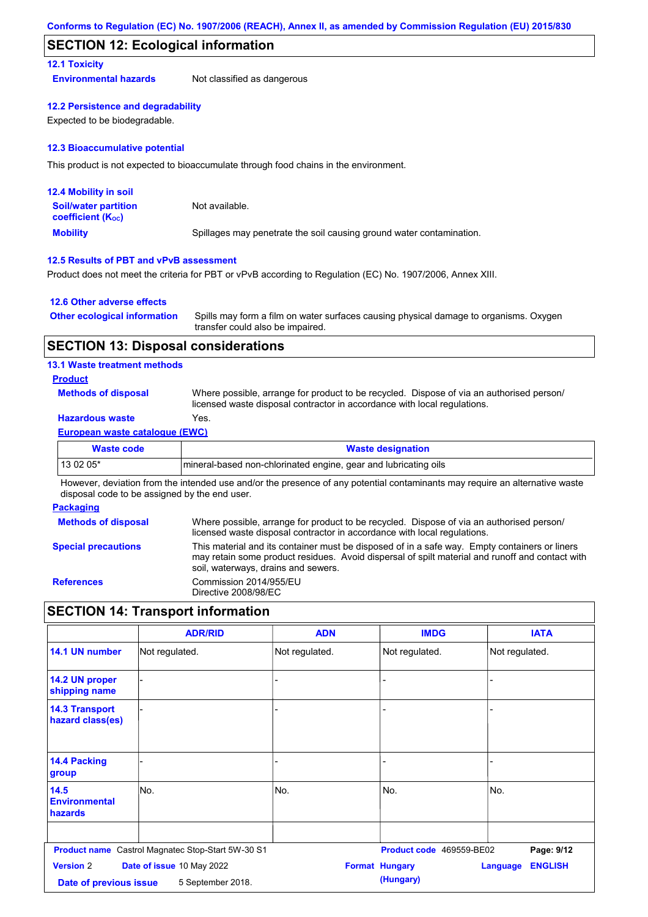## SECTION 12: Ecological information

### 12.1 Toxicity

**Environmental hazards** Not classified as dangerous

### 12.2 Persistence and degradability

Expected to be biodegradable.

### 12.3 Bioaccumulative potential

This product is not expected to bioaccumulate through food chains in the environment.

### 12.4 Mobility in soil

**Soil/water partition coefficient ($K_{OC}$)** Not available.

**Mobility** Spillages may penetrate the soil causing ground water contamination.

### 12.5 Results of PBT and vPvB assessment

Product does not meet the criteria for PBT or vPvB according to Regulation (EC) No. 1907/2006, Annex XIII.

### 12.6 Other adverse effects

**Other ecological information** Spills may form a film on water surfaces causing physical damage to organisms. Oxygen transfer could also be impaired.

## SECTION 13: Disposal considerations

### 13.1 Waste treatment methods

**Product**

**Methods of disposal** Where possible, arrange for product to be recycled. Dispose of via an authorised person/ licensed waste disposal contractor in accordance with local regulations.

**Hazardous waste** Yes.

**European waste catalogue (EWC)**

| Waste code | Waste designation |
|---|---|
| 13 02 05* | mineral-based non-chlorinated engine, gear and lubricating oils |

However, deviation from the intended use and/or the presence of any potential contaminants may require an alternative waste disposal code to be assigned by the end user.

**Packaging**

**Methods of disposal** Where possible, arrange for product to be recycled. Dispose of via an authorised person/ licensed waste disposal contractor in accordance with local regulations.

**Special precautions** This material and its container must be disposed of in a safe way. Empty containers or liners may retain some product residues. Avoid dispersal of spilt material and runoff and contact with soil, waterways, drains and sewers.

**References** Commission 2014/955/EU
Directive 2008/98/EC

## SECTION 14: Transport information

| | ADR/RID | ADN | IMDG | IATA |
|---|---|---|---|---|
| 14.1 UN number | Not regulated. | Not regulated. | Not regulated. | Not regulated. |
| 14.2 UN proper shipping name | - | - | - | - |
| 14.3 Transport hazard class(es) | - | - | - | - |
| 14.4 Packing group | - | - | - | - |
| 14.5 Environmental hazards | No. | No. | No. | No. |
| | | | | |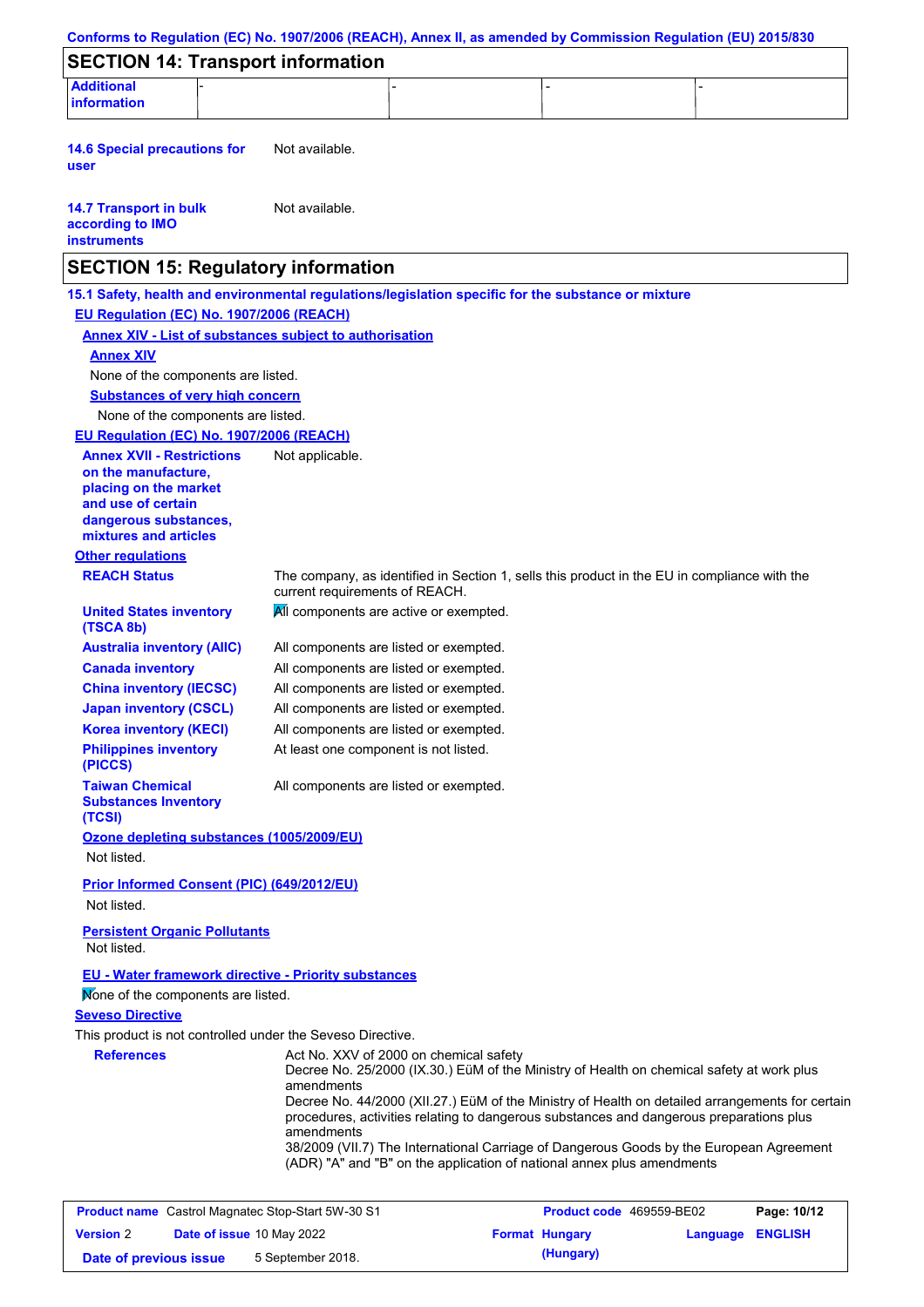## SECTION 14: Transport information

| Additional information | - | - | - | - |
|---|---|---|---|---|

**14.6 Special precautions for user**: Not available.

**14.7 Transport in bulk according to IMO instruments**: Not available.

## SECTION 15: Regulatory information

**15.1 Safety, health and environmental regulations/legislation specific for the substance or mixture**

**EU Regulation (EC) No. 1907/2006 (REACH)**

**Annex XIV - List of substances subject to authorisation**

**Annex XIV**

None of the components are listed.

**Substances of very high concern**

None of the components are listed.

**EU Regulation (EC) No. 1907/2006 (REACH)**

**Annex XVII - Restrictions on the manufacture, placing on the market and use of certain dangerous substances, mixtures and articles**: Not applicable.

**Other regulations**

**REACH Status**: The company, as identified in Section 1, sells this product in the EU in compliance with the current requirements of REACH.

**United States inventory (TSCA 8b)**: All components are active or exempted.

**Australia inventory (AIIC)**: All components are listed or exempted.

**Canada inventory**: All components are listed or exempted.

**China inventory (IECSC)**: All components are listed or exempted.

**Japan inventory (CSCL)**: All components are listed or exempted.

**Korea inventory (KECI)**: All components are listed or exempted.

**Philippines inventory (PICCS)**: At least one component is not listed.

**Taiwan Chemical Substances Inventory (TCSI)**: All components are listed or exempted.

**Ozone depleting substances (1005/2009/EU)**

Not listed.

**Prior Informed Consent (PIC) (649/2012/EU)**

Not listed.

**Persistent Organic Pollutants**

Not listed.

**EU - Water framework directive - Priority substances**

None of the components are listed.

**Seveso Directive**

This product is not controlled under the Seveso Directive.

**References**:

Act No. XXV of 2000 on chemical safety

Decree No. 25/2000 (IX.30.) EüM of the Ministry of Health on chemical safety at work plus amendments

Decree No. 44/2000 (XII.27.) EüM of the Ministry of Health on detailed arrangements for certain procedures, activities relating to dangerous substances and dangerous preparations plus amendments

38/2009 (VII.7) The International Carriage of Dangerous Goods by the European Agreement (ADR) "A" and "B" on the application of national annex plus amendments

| Product name | Castrol Magnatec Stop-Start 5W-30 S1 | Product code | 469559-BE02 | Page: 10/12 |
|---|---|---|---|---|
| Version 2 | Date of issue 10 May 2022 | Format Hungary (Hungary) | Language ENGLISH | |
| Date of previous issue | 5 September 2018. | | | |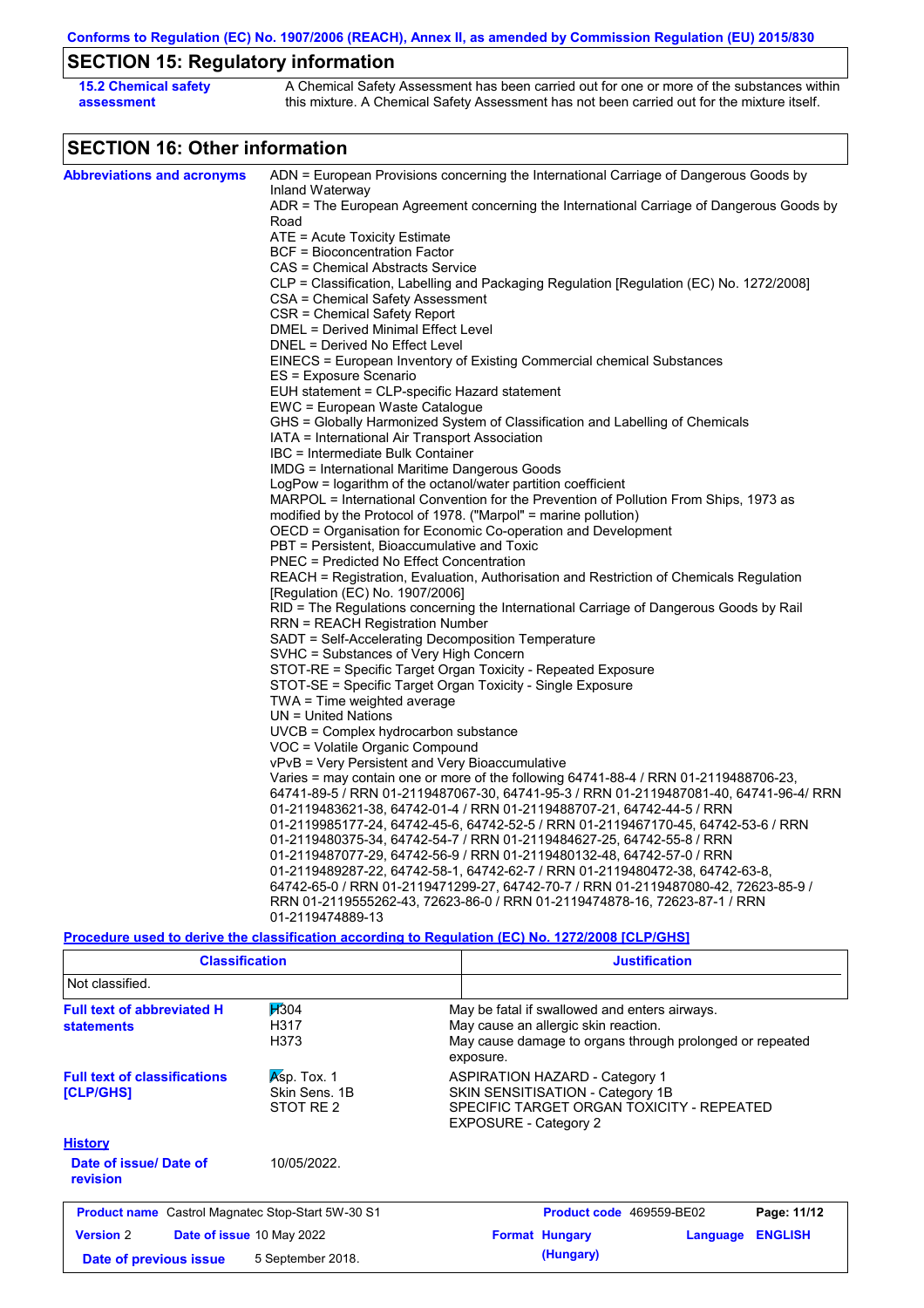## SECTION 15: Regulatory information

**15.2 Chemical safety assessment**

A Chemical Safety Assessment has been carried out for one or more of the substances within this mixture. A Chemical Safety Assessment has not been carried out for the mixture itself.

## SECTION 16: Other information

**Abbreviations and acronyms**

ADN = European Provisions concerning the International Carriage of Dangerous Goods by Inland Waterway
ADR = The European Agreement concerning the International Carriage of Dangerous Goods by Road
ATE = Acute Toxicity Estimate
BCF = Bioconcentration Factor
CAS = Chemical Abstracts Service
CLP = Classification, Labelling and Packaging Regulation [Regulation (EC) No. 1272/2008]
CSA = Chemical Safety Assessment
CSR = Chemical Safety Report
DMEL = Derived Minimal Effect Level
DNEL = Derived No Effect Level
EINECS = European Inventory of Existing Commercial chemical Substances
ES = Exposure Scenario
EUH statement = CLP-specific Hazard statement
EWC = European Waste Catalogue
GHS = Globally Harmonized System of Classification and Labelling of Chemicals
IATA = International Air Transport Association
IBC = Intermediate Bulk Container
IMDG = International Maritime Dangerous Goods
LogPow = logarithm of the octanol/water partition coefficient
MARPOL = International Convention for the Prevention of Pollution From Ships, 1973 as modified by the Protocol of 1978. ("Marpol" = marine pollution)
OECD = Organisation for Economic Co-operation and Development
PBT = Persistent, Bioaccumulative and Toxic
PNEC = Predicted No Effect Concentration
REACH = Registration, Evaluation, Authorisation and Restriction of Chemicals Regulation [Regulation (EC) No. 1907/2006]
RID = The Regulations concerning the International Carriage of Dangerous Goods by Rail
RRN = REACH Registration Number
SADT = Self-Accelerating Decomposition Temperature
SVHC = Substances of Very High Concern
STOT-RE = Specific Target Organ Toxicity - Repeated Exposure
STOT-SE = Specific Target Organ Toxicity - Single Exposure
TWA = Time weighted average
UN = United Nations
UVCB = Complex hydrocarbon substance
VOC = Volatile Organic Compound
vPvB = Very Persistent and Very Bioaccumulative
Varies = may contain one or more of the following 64741-88-4 / RRN 01-2119488706-23, 64741-89-5 / RRN 01-2119487067-30, 64741-95-3 / RRN 01-2119487081-40, 64741-96-4/ RRN 01-2119483621-38, 64742-01-4 / RRN 01-2119488707-21, 64742-44-5 / RRN 01-2119985177-24, 64742-45-6, 64742-52-5 / RRN 01-2119467170-45, 64742-53-6 / RRN 01-2119480375-34, 64742-54-7 / RRN 01-2119484627-25, 64742-55-8 / RRN 01-2119487077-29, 64742-56-9 / RRN 01-2119480132-48, 64742-57-0 / RRN 01-2119489287-22, 64742-58-1, 64742-62-7 / RRN 01-2119480472-38, 64742-63-8, 64742-65-0 / RRN 01-2119471299-27, 64742-70-7 / RRN 01-2119487080-42, 72623-85-9 / RRN 01-2119555262-43, 72623-86-0 / RRN 01-2119474878-16, 72623-87-1 / RRN 01-2119474889-13

**Procedure used to derive the classification according to Regulation (EC) No. 1272/2008 [CLP/GHS]**

| Classification | Justification |
| --- | --- |
| Not classified. | |

**Full text of abbreviated H statements**

| | |
| --- | --- |
| H304 | May be fatal if swallowed and enters airways. |
| H317 | May cause an allergic skin reaction. |
| H373 | May cause damage to organs through prolonged or repeated exposure. |

**Full text of classifications [CLP/GHS]**

| | |
| --- | --- |
| Asp. Tox. 1 | ASPIRATION HAZARD - Category 1 |
| Skin Sens. 1B | SKIN SENSITISATION - Category 1B |
| STOT RE 2 | SPECIFIC TARGET ORGAN TOXICITY - REPEATED EXPOSURE - Category 2 |

**History**

**Date of issue/ Date of revision** 10/05/2022.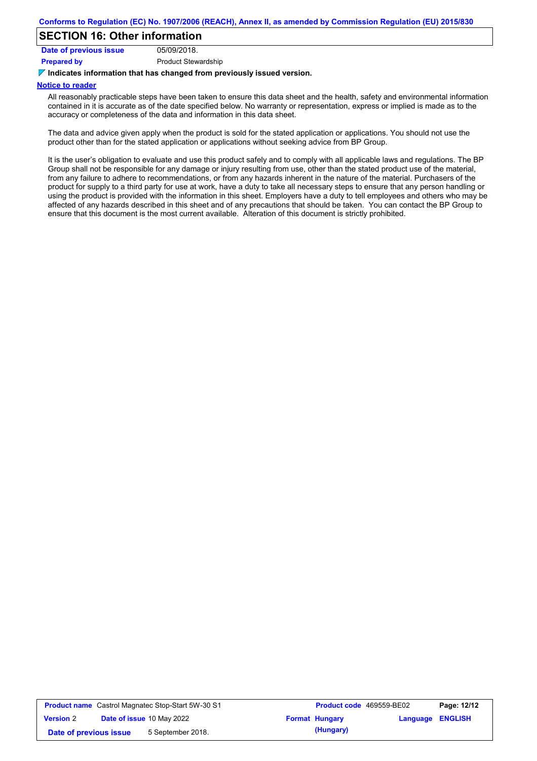## SECTION 16: Other information

| | |
|---|---|
| **Date of previous issue** | 05/09/2018. |
| **Prepared by** | Product Stewardship |

**Indicates information that has changed from previously issued version.**

**Notice to reader**

All reasonably practicable steps have been taken to ensure this data sheet and the health, safety and environmental information contained in it is accurate as of the date specified below. No warranty or representation, express or implied is made as to the accuracy or completeness of the data and information in this data sheet.

The data and advice given apply when the product is sold for the stated application or applications. You should not use the product other than for the stated application or applications without seeking advice from BP Group.

It is the user's obligation to evaluate and use this product safely and to comply with all applicable laws and regulations. The BP Group shall not be responsible for any damage or injury resulting from use, other than the stated product use of the material, from any failure to adhere to recommendations, or from any hazards inherent in the nature of the material. Purchasers of the product for supply to a third party for use at work, have a duty to take all necessary steps to ensure that any person handling or using the product is provided with the information in this sheet. Employers have a duty to tell employees and others who may be affected of any hazards described in this sheet and of any precautions that should be taken. You can contact the BP Group to ensure that this document is the most current available. Alteration of this document is strictly prohibited.